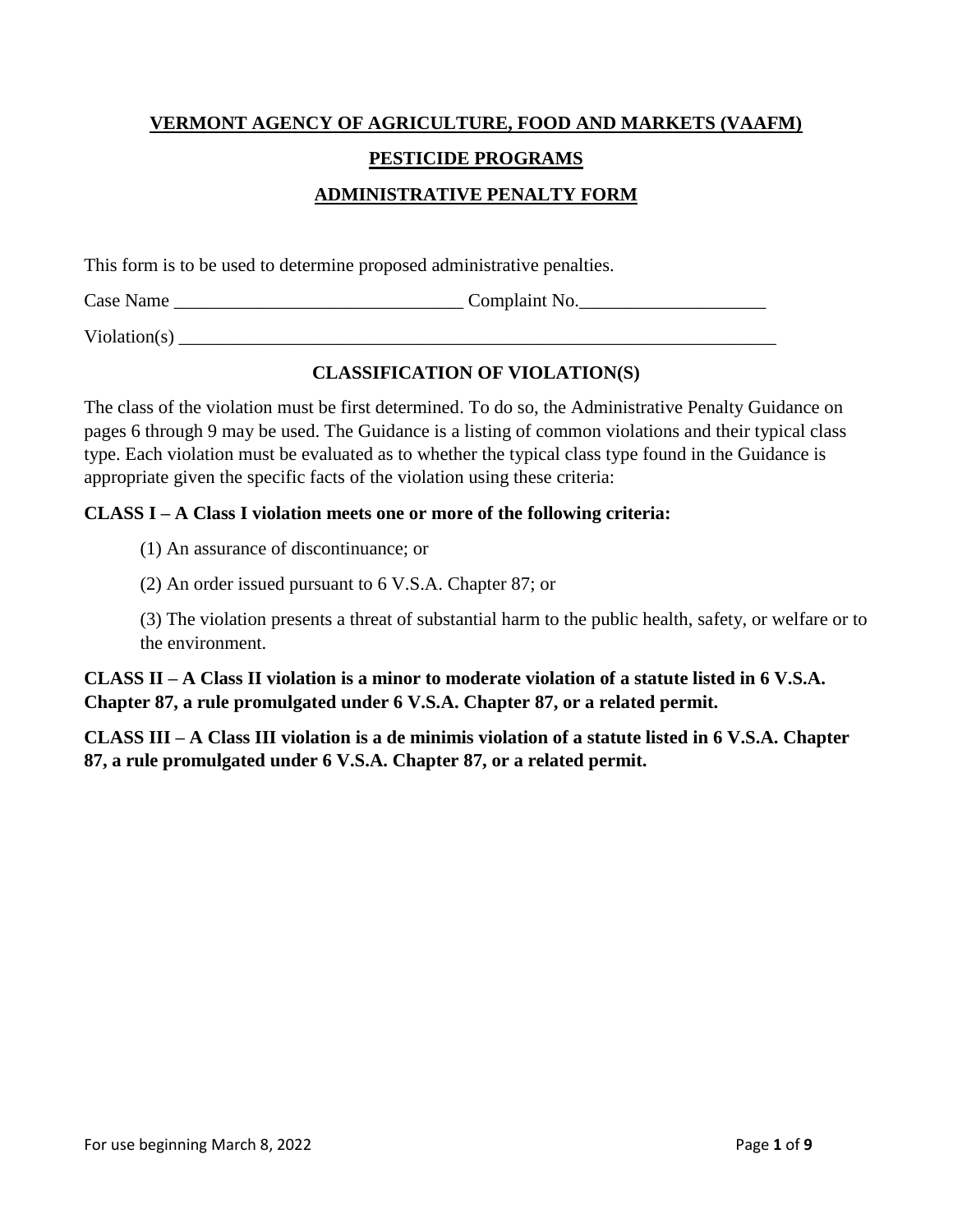# VERMONT AGENCY OF AGRICULTURE, FOOD AND MARKETS (VAAFM)

## PESTICIDE PROGRAMS

## ADMINISTRATIVE PENALTY FORM

This form is to be used to determine proposed administrative penalties.

Case Name _______________________________ Complaint No.____________________

Violation(s) ____________________________________________________________________

### CLASSIFICATION OF VIOLATION(S)

The class of the violation must be first determined. To do so, the Administrative Penalty Guidance on pages 6 through 9 may be used. The Guidance is a listing of common violations and their typical class type. Each violation must be evaluated as to whether the typical class type found in the Guidance is appropriate given the specific facts of the violation using these criteria:

**CLASS I – A Class I violation meets one or more of the following criteria:**

(1) An assurance of discontinuance; or

(2) An order issued pursuant to 6 V.S.A. Chapter 87; or

(3) The violation presents a threat of substantial harm to the public health, safety, or welfare or to the environment.

**CLASS II – A Class II violation is a minor to moderate violation of a statute listed in 6 V.S.A. Chapter 87, a rule promulgated under 6 V.S.A. Chapter 87, or a related permit.**

**CLASS III – A Class III violation is a de minimis violation of a statute listed in 6 V.S.A. Chapter 87, a rule promulgated under 6 V.S.A. Chapter 87, or a related permit.**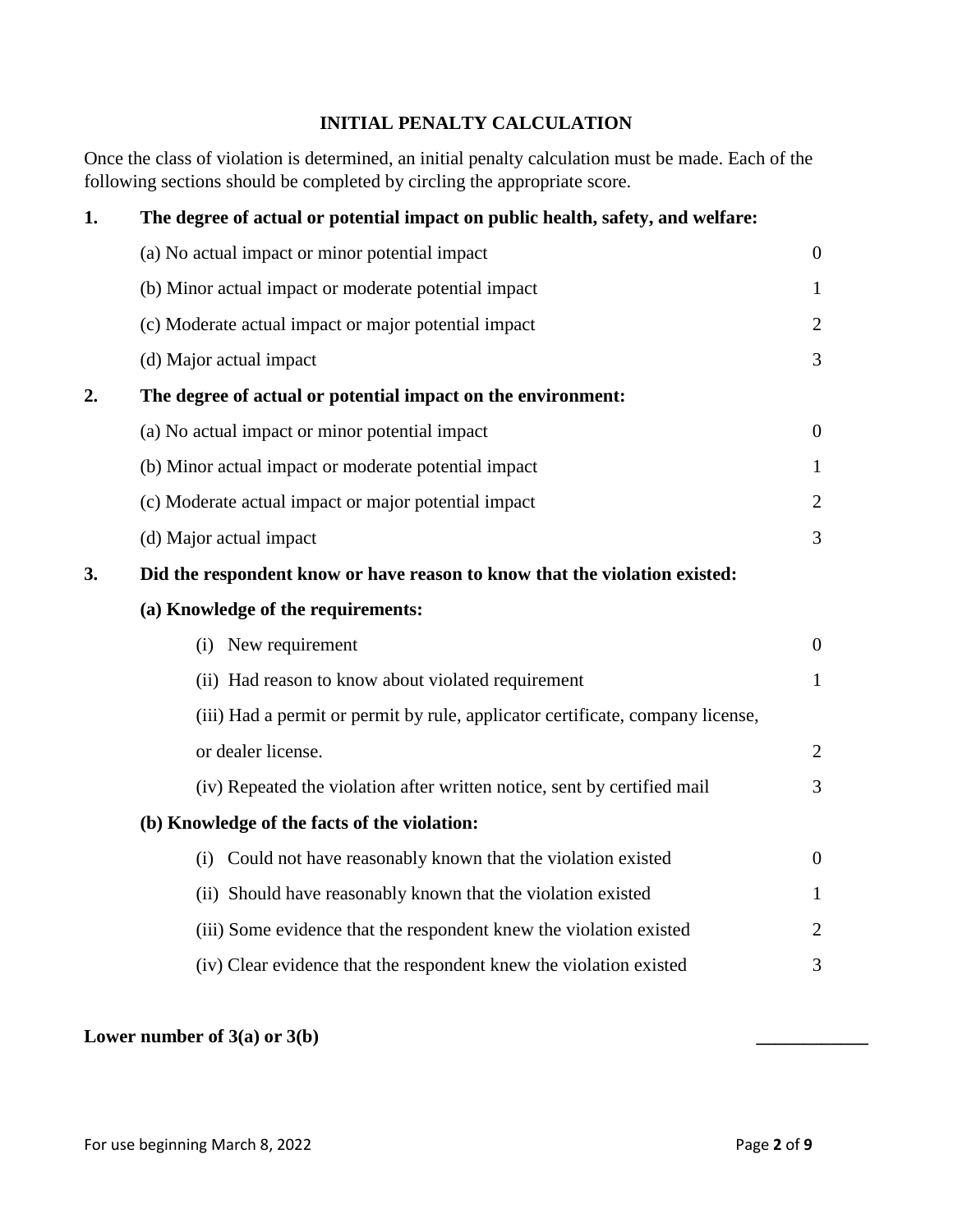## INITIAL PENALTY CALCULATION

Once the class of violation is determined, an initial penalty calculation must be made. Each of the following sections should be completed by circling the appropriate score.

**1. The degree of actual or potential impact on public health, safety, and welfare:**

| | |
|---|---|
| (a) No actual impact or minor potential impact | 0 |
| (b) Minor actual impact or moderate potential impact | 1 |
| (c) Moderate actual impact or major potential impact | 2 |
| (d) Major actual impact | 3 |

**2. The degree of actual or potential impact on the environment:**

| | |
|---|---|
| (a) No actual impact or minor potential impact | 0 |
| (b) Minor actual impact or moderate potential impact | 1 |
| (c) Moderate actual impact or major potential impact | 2 |
| (d) Major actual impact | 3 |

**3. Did the respondent know or have reason to know that the violation existed:**

**(a) Knowledge of the requirements:**

| | |
|---|---|
| (i) New requirement | 0 |
| (ii) Had reason to know about violated requirement | 1 |
| (iii) Had a permit or permit by rule, applicator certificate, company license, or dealer license. | 2 |
| (iv) Repeated the violation after written notice, sent by certified mail | 3 |

**(b) Knowledge of the facts of the violation:**

| | |
|---|---|
| (i) Could not have reasonably known that the violation existed | 0 |
| (ii) Should have reasonably known that the violation existed | 1 |
| (iii) Some evidence that the respondent knew the violation existed | 2 |
| (iv) Clear evidence that the respondent knew the violation existed | 3 |

**Lower number of 3(a) or 3(b)** ____________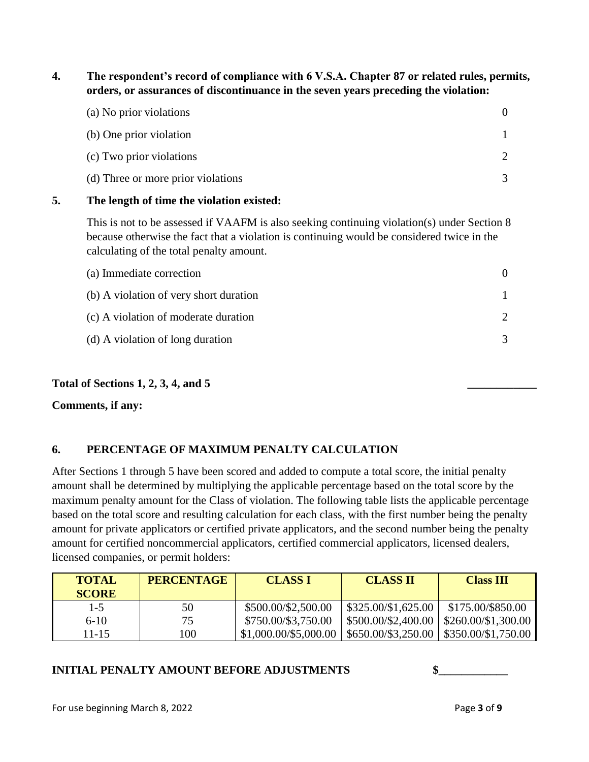**4. The respondent's record of compliance with 6 V.S.A. Chapter 87 or related rules, permits, orders, or assurances of discontinuance in the seven years preceding the violation:**

| | |
|---|---|
| (a) No prior violations | 0 |
| (b) One prior violation | 1 |
| (c) Two prior violations | 2 |
| (d) Three or more prior violations | 3 |

**5. The length of time the violation existed:**

This is not to be assessed if VAAFM is also seeking continuing violation(s) under Section 8 because otherwise the fact that a violation is continuing would be considered twice in the calculating of the total penalty amount.

| | |
|---|---|
| (a) Immediate correction | 0 |
| (b) A violation of very short duration | 1 |
| (c) A violation of moderate duration | 2 |
| (d) A violation of long duration | 3 |

**Total of Sections 1, 2, 3, 4, and 5** ____________

**Comments, if any:**

**6. PERCENTAGE OF MAXIMUM PENALTY CALCULATION**

After Sections 1 through 5 have been scored and added to compute a total score, the initial penalty amount shall be determined by multiplying the applicable percentage based on the total score by the maximum penalty amount for the Class of violation. The following table lists the applicable percentage based on the total score and resulting calculation for each class, with the first number being the penalty amount for private applicators or certified private applicators, and the second number being the penalty amount for certified noncommercial applicators, certified commercial applicators, licensed dealers, licensed companies, or permit holders:

| TOTAL SCORE | PERCENTAGE | CLASS I | CLASS II | Class III |
|---|---|---|---|---|
| 1-5 | 50 | $500.00/$2,500.00 | $325.00/$1,625.00 | $175.00/$850.00 |
| 6-10 | 75 | $750.00/$3,750.00 | $500.00/$2,400.00 | $260.00/$1,300.00 |
| 11-15 | 100 | $1,000.00/$5,000.00 | $650.00/$3,250.00 | $350.00/$1,750.00 |

**INITIAL PENALTY AMOUNT BEFORE ADJUSTMENTS** **$____________**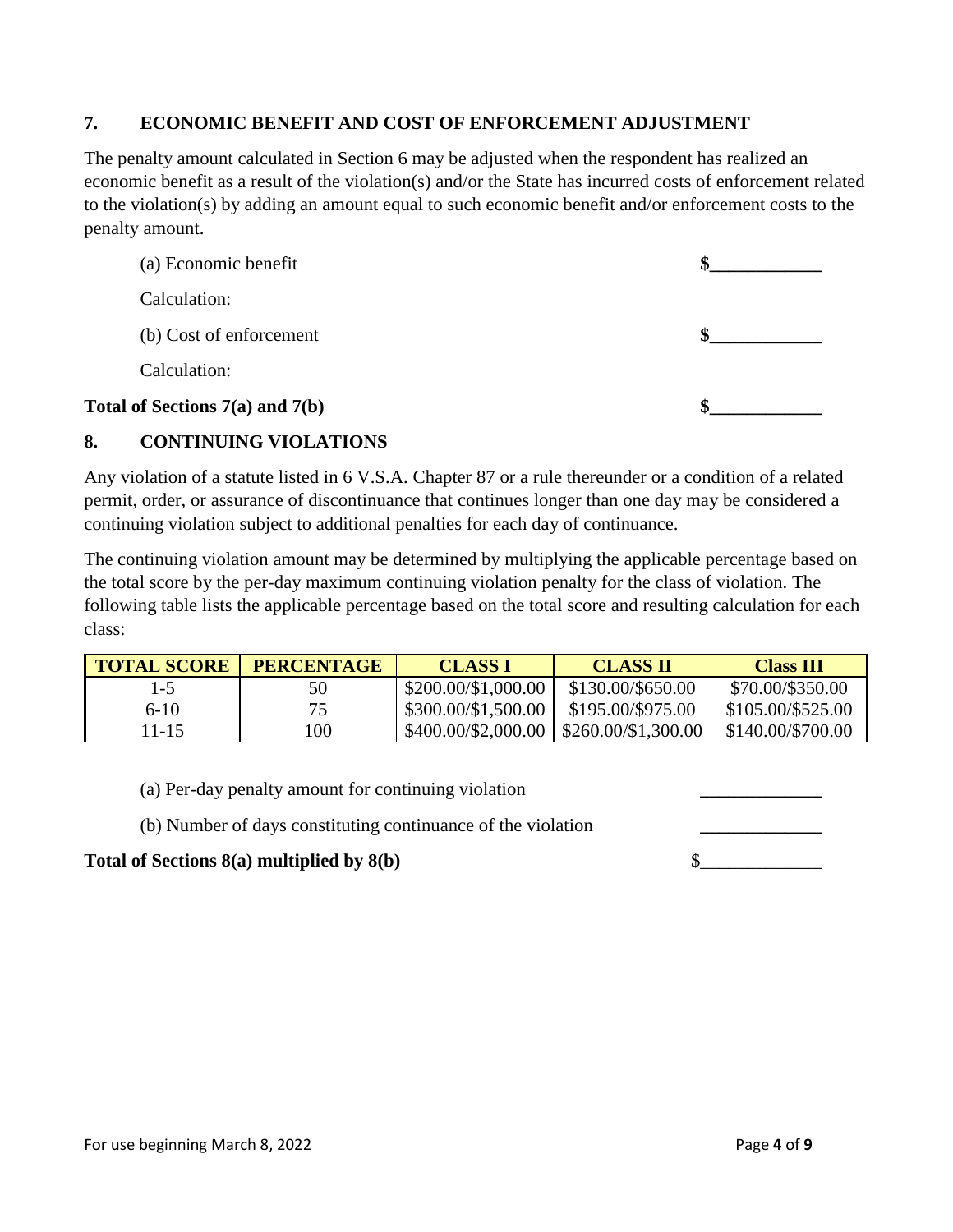## 7. ECONOMIC BENEFIT AND COST OF ENFORCEMENT ADJUSTMENT

The penalty amount calculated in Section 6 may be adjusted when the respondent has realized an economic benefit as a result of the violation(s) and/or the State has incurred costs of enforcement related to the violation(s) by adding an amount equal to such economic benefit and/or enforcement costs to the penalty amount.

(a) Economic benefit **$____________**

Calculation:

(b) Cost of enforcement **$____________**

Calculation:

**Total of Sections 7(a) and 7(b)** **$____________**

## 8. CONTINUING VIOLATIONS

Any violation of a statute listed in 6 V.S.A. Chapter 87 or a rule thereunder or a condition of a related permit, order, or assurance of discontinuance that continues longer than one day may be considered a continuing violation subject to additional penalties for each day of continuance.

The continuing violation amount may be determined by multiplying the applicable percentage based on the total score by the per-day maximum continuing violation penalty for the class of violation. The following table lists the applicable percentage based on the total score and resulting calculation for each class:

| TOTAL SCORE | PERCENTAGE | CLASS I | CLASS II | Class III |
|---|---|---|---|---|
| 1-5 | 50 | $200.00/$1,000.00 | $130.00/$650.00 | $70.00/$350.00 |
| 6-10 | 75 | $300.00/$1,500.00 | $195.00/$975.00 | $105.00/$525.00 |
| 11-15 | 100 | $400.00/$2,000.00 | $260.00/$1,300.00 | $140.00/$700.00 |

(a) Per-day penalty amount for continuing violation _____________

(b) Number of days constituting continuance of the violation _____________

**Total of Sections 8(a) multiplied by 8(b)** $_____________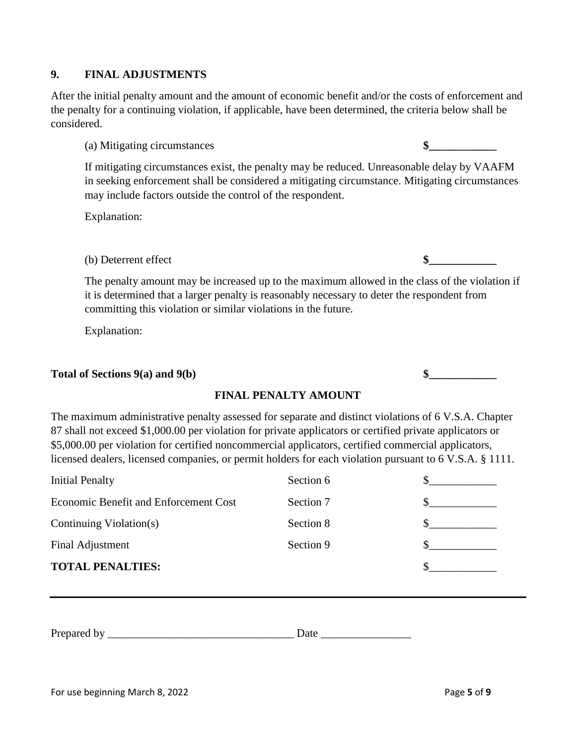## 9. FINAL ADJUSTMENTS

After the initial penalty amount and the amount of economic benefit and/or the costs of enforcement and the penalty for a continuing violation, if applicable, have been determined, the criteria below shall be considered.

(a) Mitigating circumstances **$____________**

If mitigating circumstances exist, the penalty may be reduced. Unreasonable delay by VAAFM in seeking enforcement shall be considered a mitigating circumstance. Mitigating circumstances may include factors outside the control of the respondent.

Explanation:

(b) Deterrent effect **$____________**

The penalty amount may be increased up to the maximum allowed in the class of the violation if it is determined that a larger penalty is reasonably necessary to deter the respondent from committing this violation or similar violations in the future.

Explanation:

**Total of Sections 9(a) and 9(b)** **$____________**

### FINAL PENALTY AMOUNT

The maximum administrative penalty assessed for separate and distinct violations of 6 V.S.A. Chapter 87 shall not exceed $1,000.00 per violation for private applicators or certified private applicators or $5,000.00 per violation for certified noncommercial applicators, certified commercial applicators, licensed dealers, licensed companies, or permit holders for each violation pursuant to 6 V.S.A. § 1111.

| | | |
|---|---|---|
| Initial Penalty | Section 6 | $____________ |
| Economic Benefit and Enforcement Cost | Section 7 | $____________ |
| Continuing Violation(s) | Section 8 | $____________ |
| Final Adjustment | Section 9 | $____________ |
| **TOTAL PENALTIES:** | | $____________ |

---

Prepared by _________________________________ Date ________________

For use beginning March 8, 2022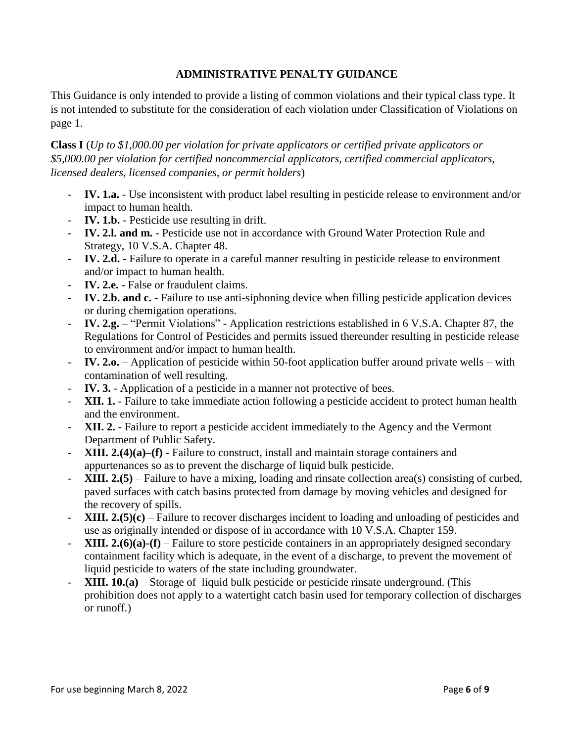## ADMINISTRATIVE PENALTY GUIDANCE

This Guidance is only intended to provide a listing of common violations and their typical class type. It is not intended to substitute for the consideration of each violation under Classification of Violations on page 1.

**Class I** (*Up to $1,000.00 per violation for private applicators or certified private applicators or $5,000.00 per violation for certified noncommercial applicators, certified commercial applicators, licensed dealers, licensed companies, or permit holders*)

- **IV. 1.a.** - Use inconsistent with product label resulting in pesticide release to environment and/or impact to human health.
- **IV. 1.b.** - Pesticide use resulting in drift.
- **IV. 2.l. and m.** - Pesticide use not in accordance with Ground Water Protection Rule and Strategy, 10 V.S.A. Chapter 48.
- **IV. 2.d.** - Failure to operate in a careful manner resulting in pesticide release to environment and/or impact to human health.
- **IV. 2.e.** - False or fraudulent claims.
- **IV. 2.b. and c.** - Failure to use anti-siphoning device when filling pesticide application devices or during chemigation operations.
- **IV. 2.g.** – "Permit Violations" - Application restrictions established in 6 V.S.A. Chapter 87, the Regulations for Control of Pesticides and permits issued thereunder resulting in pesticide release to environment and/or impact to human health.
- **IV. 2.o.** – Application of pesticide within 50-foot application buffer around private wells – with contamination of well resulting.
- **IV. 3.** - Application of a pesticide in a manner not protective of bees.
- **XII. 1.** - Failure to take immediate action following a pesticide accident to protect human health and the environment.
- **XII. 2.** - Failure to report a pesticide accident immediately to the Agency and the Vermont Department of Public Safety.
- **XIII. 2.(4)(a)–(f)** - Failure to construct, install and maintain storage containers and appurtenances so as to prevent the discharge of liquid bulk pesticide.
- **XIII. 2.(5)** – Failure to have a mixing, loading and rinsate collection area(s) consisting of curbed, paved surfaces with catch basins protected from damage by moving vehicles and designed for the recovery of spills.
- **XIII. 2.(5)(c)** – Failure to recover discharges incident to loading and unloading of pesticides and use as originally intended or dispose of in accordance with 10 V.S.A. Chapter 159.
- **XIII. 2.(6)(a)-(f)** – Failure to store pesticide containers in an appropriately designed secondary containment facility which is adequate, in the event of a discharge, to prevent the movement of liquid pesticide to waters of the state including groundwater.
- **XIII. 10.(a)** – Storage of liquid bulk pesticide or pesticide rinsate underground. (This prohibition does not apply to a watertight catch basin used for temporary collection of discharges or runoff.)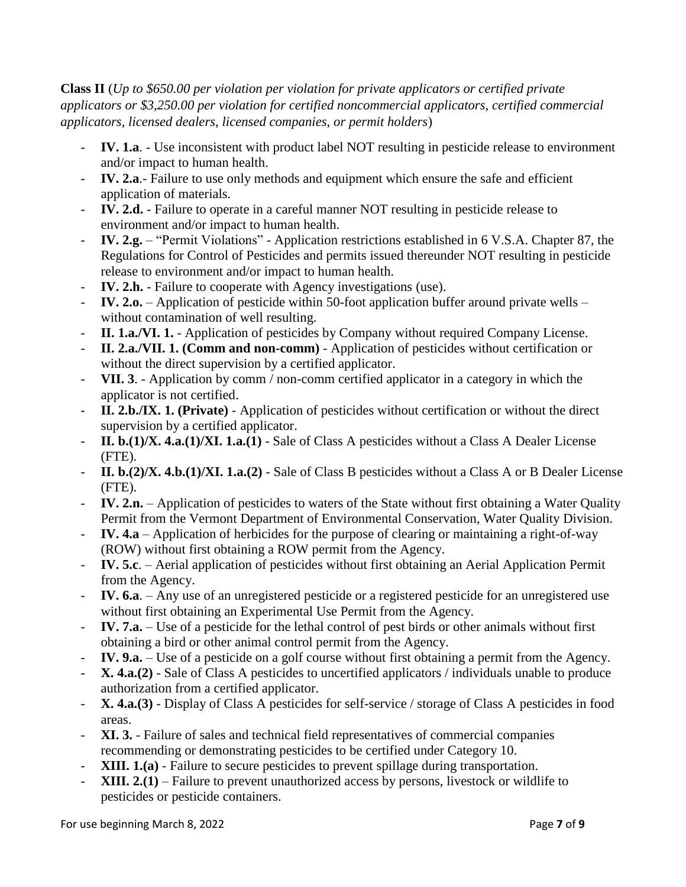**Class II** (*Up to $650.00 per violation per violation for private applicators or certified private applicators or $3,250.00 per violation for certified noncommercial applicators, certified commercial applicators, licensed dealers, licensed companies, or permit holders*)

- **IV. 1.a**. - Use inconsistent with product label NOT resulting in pesticide release to environment and/or impact to human health.
- **IV. 2.a**.- Failure to use only methods and equipment which ensure the safe and efficient application of materials.
- **IV. 2.d.** - Failure to operate in a careful manner NOT resulting in pesticide release to environment and/or impact to human health.
- **IV. 2.g.** – "Permit Violations" - Application restrictions established in 6 V.S.A. Chapter 87, the Regulations for Control of Pesticides and permits issued thereunder NOT resulting in pesticide release to environment and/or impact to human health.
- **IV. 2.h.** - Failure to cooperate with Agency investigations (use).
- **IV. 2.o.** – Application of pesticide within 50-foot application buffer around private wells – without contamination of well resulting.
- **II. 1.a./VI. 1.** - Application of pesticides by Company without required Company License.
- **II. 2.a./VII. 1. (Comm and non-comm)** - Application of pesticides without certification or without the direct supervision by a certified applicator.
- **VII. 3**. - Application by comm / non-comm certified applicator in a category in which the applicator is not certified.
- **II. 2.b./IX. 1. (Private)** - Application of pesticides without certification or without the direct supervision by a certified applicator.
- **II. b.(1)/X. 4.a.(1)/XI. 1.a.(1)** - Sale of Class A pesticides without a Class A Dealer License (FTE).
- **II. b.(2)/X. 4.b.(1)/XI. 1.a.(2)** - Sale of Class B pesticides without a Class A or B Dealer License (FTE).
- **IV. 2.n.** – Application of pesticides to waters of the State without first obtaining a Water Quality Permit from the Vermont Department of Environmental Conservation, Water Quality Division.
- **IV. 4.a** – Application of herbicides for the purpose of clearing or maintaining a right-of-way (ROW) without first obtaining a ROW permit from the Agency.
- **IV. 5.c**. – Aerial application of pesticides without first obtaining an Aerial Application Permit from the Agency.
- **IV. 6.a**. – Any use of an unregistered pesticide or a registered pesticide for an unregistered use without first obtaining an Experimental Use Permit from the Agency.
- **IV. 7.a.** – Use of a pesticide for the lethal control of pest birds or other animals without first obtaining a bird or other animal control permit from the Agency.
- **IV. 9.a.** – Use of a pesticide on a golf course without first obtaining a permit from the Agency.
- **X. 4.a.(2)** - Sale of Class A pesticides to uncertified applicators / individuals unable to produce authorization from a certified applicator.
- **X. 4.a.(3)** - Display of Class A pesticides for self-service / storage of Class A pesticides in food areas.
- **XI. 3.** - Failure of sales and technical field representatives of commercial companies recommending or demonstrating pesticides to be certified under Category 10.
- **XIII. 1.(a)** - Failure to secure pesticides to prevent spillage during transportation.
- **XIII. 2.(1)** – Failure to prevent unauthorized access by persons, livestock or wildlife to pesticides or pesticide containers.

For use beginning March 8, 2022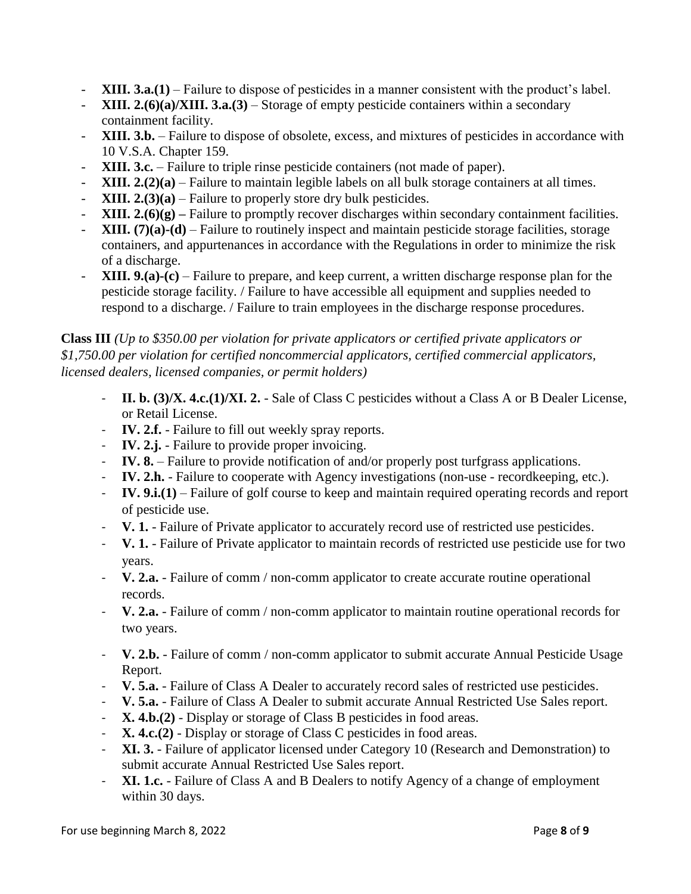- **XIII. 3.a.(1)** – Failure to dispose of pesticides in a manner consistent with the product's label.
- **XIII. 2.(6)(a)/XIII. 3.a.(3)** – Storage of empty pesticide containers within a secondary containment facility.
- **XIII. 3.b.** – Failure to dispose of obsolete, excess, and mixtures of pesticides in accordance with 10 V.S.A. Chapter 159.
- **XIII. 3.c.** – Failure to triple rinse pesticide containers (not made of paper).
- **XIII. 2.(2)(a)** – Failure to maintain legible labels on all bulk storage containers at all times.
- **XIII. 2.(3)(a)** – Failure to properly store dry bulk pesticides.
- **XIII. 2.(6)(g) –** Failure to promptly recover discharges within secondary containment facilities.
- **XIII. (7)(a)-(d)** – Failure to routinely inspect and maintain pesticide storage facilities, storage containers, and appurtenances in accordance with the Regulations in order to minimize the risk of a discharge.
- **XIII. 9.(a)-(c)** – Failure to prepare, and keep current, a written discharge response plan for the pesticide storage facility. / Failure to have accessible all equipment and supplies needed to respond to a discharge. / Failure to train employees in the discharge response procedures.

**Class III** *(Up to $350.00 per violation for private applicators or certified private applicators or $1,750.00 per violation for certified noncommercial applicators, certified commercial applicators, licensed dealers, licensed companies, or permit holders)*

- **II. b. (3)/X. 4.c.(1)/XI. 2.** - Sale of Class C pesticides without a Class A or B Dealer License, or Retail License.
- **IV. 2.f.** - Failure to fill out weekly spray reports.
- **IV. 2.j.** - Failure to provide proper invoicing.
- **IV. 8.** – Failure to provide notification of and/or properly post turfgrass applications.
- **IV. 2.h.** - Failure to cooperate with Agency investigations (non-use - recordkeeping, etc.).
- **IV. 9.i.(1)** – Failure of golf course to keep and maintain required operating records and report of pesticide use.
- **V. 1.** - Failure of Private applicator to accurately record use of restricted use pesticides.
- **V. 1.** - Failure of Private applicator to maintain records of restricted use pesticide use for two years.
- **V. 2.a.** - Failure of comm / non-comm applicator to create accurate routine operational records.
- **V. 2.a.** - Failure of comm / non-comm applicator to maintain routine operational records for two years.
- **V. 2.b.** - Failure of comm / non-comm applicator to submit accurate Annual Pesticide Usage Report.
- **V. 5.a.** - Failure of Class A Dealer to accurately record sales of restricted use pesticides.
- **V. 5.a.** - Failure of Class A Dealer to submit accurate Annual Restricted Use Sales report.
- **X. 4.b.(2)** - Display or storage of Class B pesticides in food areas.
- **X. 4.c.(2)** - Display or storage of Class C pesticides in food areas.
- **XI. 3.** - Failure of applicator licensed under Category 10 (Research and Demonstration) to submit accurate Annual Restricted Use Sales report.
- **XI. 1.c.** - Failure of Class A and B Dealers to notify Agency of a change of employment within 30 days.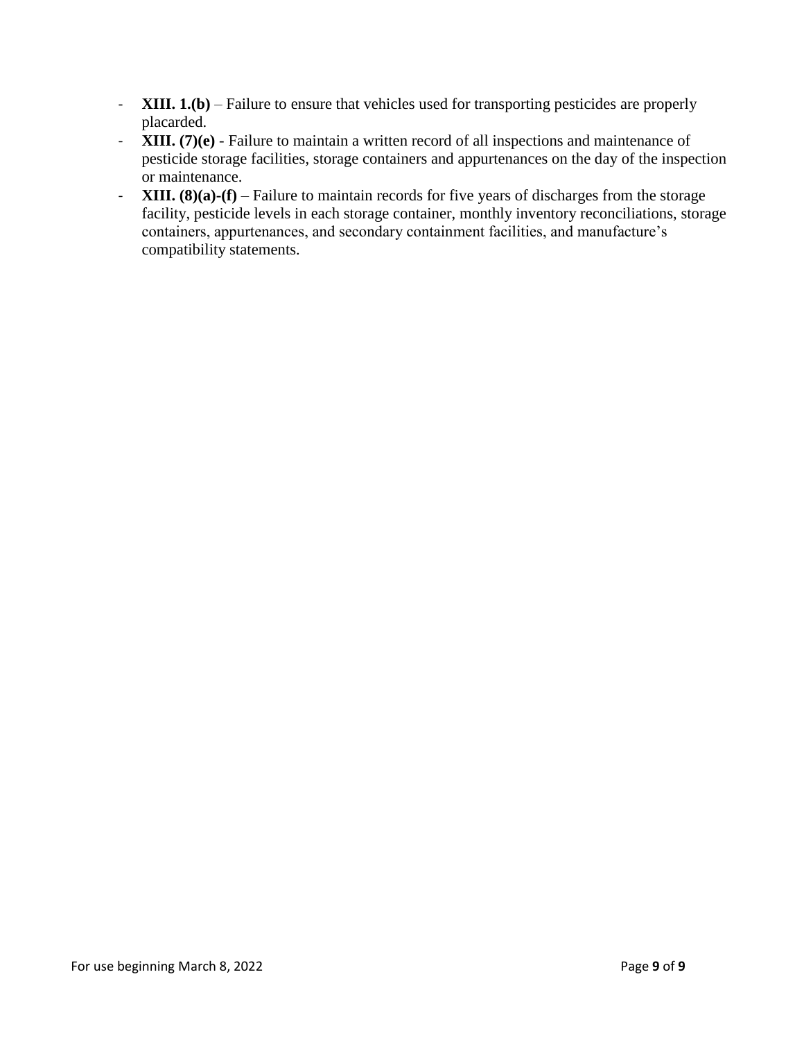- **XIII. 1.(b)** – Failure to ensure that vehicles used for transporting pesticides are properly placarded.
- **XIII. (7)(e)** - Failure to maintain a written record of all inspections and maintenance of pesticide storage facilities, storage containers and appurtenances on the day of the inspection or maintenance.
- **XIII. (8)(a)-(f)** – Failure to maintain records for five years of discharges from the storage facility, pesticide levels in each storage container, monthly inventory reconciliations, storage containers, appurtenances, and secondary containment facilities, and manufacture's compatibility statements.